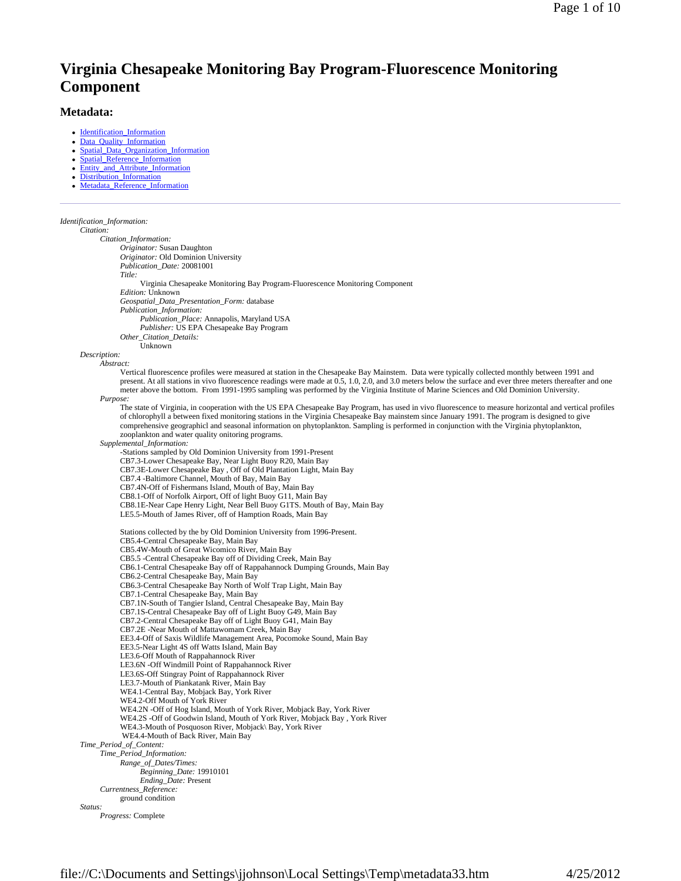# Virginia Chesapeake Monitoring Bay Program-Fluorescence Monitoring Component

## Metadata:

- Identification_Information
- Data_Quality_Information
- Spatial_Data_Organization_Information
- Spatial_Reference_Information
- Entity_and_Attribute_Information
- Distribution_Information
- Metadata_Reference_Information

---

*Identification_Information:*
- *Citation:*
  - *Citation_Information:*
    - *Originator:* Susan Daughton
    - *Originator:* Old Dominion University
    - *Publication_Date:* 20081001
    - *Title:*
      - Virginia Chesapeake Monitoring Bay Program-Fluorescence Monitoring Component
    - *Edition:* Unknown
    - *Geospatial_Data_Presentation_Form:* database
    - *Publication_Information:*
      - *Publication_Place:* Annapolis, Maryland USA
      - *Publisher:* US EPA Chesapeake Bay Program
    - *Other_Citation_Details:*
      - Unknown
- *Description:*
  - *Abstract:*
    - Vertical fluorescence profiles were measured at station in the Chesapeake Bay Mainstem. Data were typically collected monthly between 1991 and present. At all stations in vivo fluorescence readings were made at 0.5, 1.0, 2.0, and 3.0 meters below the surface and ever three meters thereafter and one meter above the bottom. From 1991-1995 sampling was performed by the Virginia Institute of Marine Sciences and Old Dominion University.
  - *Purpose:*
    - The state of Virginia, in cooperation with the US EPA Chesapeake Bay Program, has used in vivo fluorescence to measure horizontal and vertical profiles of chlorophyll a between fixed monitoring stations in the Virginia Chesapeake Bay mainstem since January 1991. The program is designed to give comprehensive geographicl and seasonal information on phytoplankton. Sampling is performed in conjunction with the Virginia phytoplankton, zooplankton and water quality onitoring programs.
  - *Supplemental_Information:*

    -Stations sampled by Old Dominion University from 1991-Present
    CB7.3-Lower Chesapeake Bay, Near Light Buoy R20, Main Bay
    CB7.3E-Lower Chesapeake Bay , Off of Old Plantation Light, Main Bay
    CB7.4 -Baltimore Channel, Mouth of Bay, Main Bay
    CB7.4N-Off of Fishermans Island, Mouth of Bay, Main Bay
    CB8.1-Off of Norfolk Airport, Off of light Buoy G11, Main Bay
    CB8.1E-Near Cape Henry Light, Near Bell Buoy G1TS. Mouth of Bay, Main Bay
    LE5.5-Mouth of James River, off of Hampton Roads, Main Bay

    Stations collected by the by Old Dominion University from 1996-Present.
    CB5.4-Central Chesapeake Bay, Main Bay
    CB5.4W-Mouth of Great Wicomico River, Main Bay
    CB5.5 -Central Chesapeake Bay off of Dividing Creek, Main Bay
    CB6.1-Central Chesapeake Bay off of Rappahannock Dumping Grounds, Main Bay
    CB6.2-Central Chesapeake Bay, Main Bay
    CB6.3-Central Chesapeake Bay North of Wolf Trap Light, Main Bay
    CB7.1-Central Chesapeake Bay, Main Bay
    CB7.1N-South of Tangier Island, Central Chesapeake Bay, Main Bay
    CB7.1S-Central Chesapeake Bay off of Light Buoy G49, Main Bay
    CB7.2-Central Chesapeake Bay off of Light Buoy G41, Main Bay
    CB7.2E -Near Mouth of Mattawomam Creek, Main Bay
    EE3.4-Off of Saxis Wildlife Management Area, Pocomoke Sound, Main Bay
    EE3.5-Near Light 4S off Watts Island, Main Bay
    LE3.6-Off Mouth of Rappahannock River
    LE3.6N -Off Windmill Point of Rappahannock River
    LE3.6S-Off Stingray Point of Rappahannock River
    LE3.7-Mouth of Piankatank River, Main Bay
    WE4.1-Central Bay, Mobjack Bay, York River
    WE4.2-Off Mouth of York River
    WE4.2N -Off of Hog Island, Mouth of York River, Mobjack Bay, York River
    WE4.2S -Off of Goodwin Island, Mouth of York River, Mobjack Bay , York River
    WE4.3-Mouth of Posquoson River, Mobjack\ Bay, York River
    WE4.4-Mouth of Back River, Main Bay
- *Time_Period_of_Content:*
  - *Time_Period_Information:*
    - *Range_of_Dates/Times:*
      - *Beginning_Date:* 19910101
      - *Ending_Date:* Present
  - *Currentness_Reference:*
    - ground condition
- *Status:*
  - *Progress:* Complete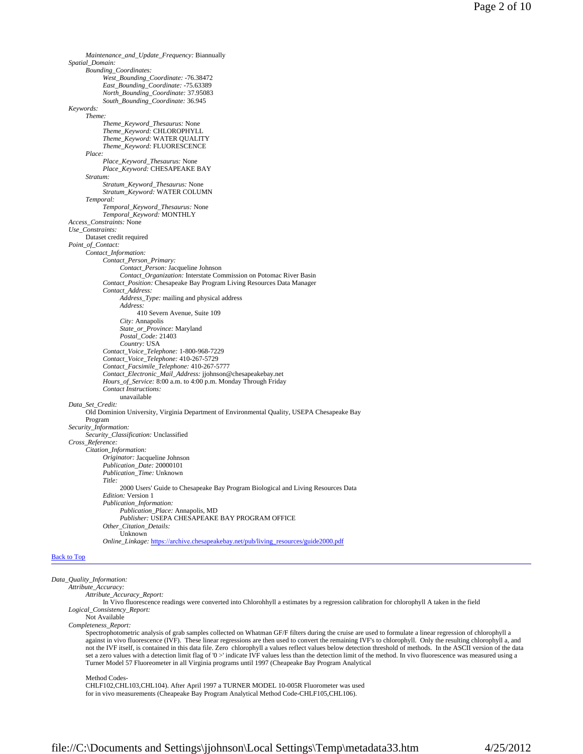*Maintenance_and_Update_Frequency:* Biannually

*Spatial_Domain:*

*Bounding_Coordinates:*

*West_Bounding_Coordinate:* -76.38472

*East_Bounding_Coordinate:* -75.63389

*North_Bounding_Coordinate:* 37.95083

*South_Bounding_Coordinate:* 36.945

*Keywords:*

*Theme:*

*Theme_Keyword_Thesaurus:* None

*Theme_Keyword:* CHLOROPHYLL

*Theme_Keyword:* WATER QUALITY

*Theme_Keyword:* FLUORESCENCE

*Place:*

*Place_Keyword_Thesaurus:* None

*Place_Keyword:* CHESAPEAKE BAY

*Stratum:*

*Stratum_Keyword_Thesaurus:* None

*Stratum_Keyword:* WATER COLUMN

*Temporal:*

*Temporal_Keyword_Thesaurus:* None

*Temporal_Keyword:* MONTHLY

*Access_Constraints:* None

*Use_Constraints:*

Dataset credit required

*Point_of_Contact:*

*Contact_Information:*

*Contact_Person_Primary:*

*Contact_Person:* Jacqueline Johnson

*Contact_Organization:* Interstate Commission on Potomac River Basin

*Contact_Position:* Chesapeake Bay Program Living Resources Data Manager

*Contact_Address:*

*Address_Type:* mailing and physical address

*Address:*

410 Severn Avenue, Suite 109

*City:* Annapolis

*State_or_Province:* Maryland

*Postal_Code:* 21403

*Country:* USA

*Contact_Voice_Telephone:* 1-800-968-7229

*Contact_Voice_Telephone:* 410-267-5729

*Contact_Facsimile_Telephone:* 410-267-5777

*Contact_Electronic_Mail_Address:* jjohnson@chesapeakebay.net

*Hours_of_Service:* 8:00 a.m. to 4:00 p.m. Monday Through Friday

*Contact Instructions:*

unavailable

*Data_Set_Credit:*

Old Dominion University, Virginia Department of Environmental Quality, USEPA Chesapeake Bay Program

*Security_Information:*

*Security_Classification:* Unclassified

*Cross_Reference:*

*Citation_Information:*

*Originator:* Jacqueline Johnson

*Publication_Date:* 20000101

*Publication_Time:* Unknown

*Title:*

2000 Users' Guide to Chesapeake Bay Program Biological and Living Resources Data

*Edition:* Version 1

*Publication_Information:*

*Publication_Place:* Annapolis, MD

*Publisher:* USEPA CHESAPEAKE BAY PROGRAM OFFICE

*Other_Citation_Details:*

Unknown

*Online_Linkage:* https://archive.chesapeakebay.net/pub/living_resources/guide2000.pdf

Back to Top

---

*Data_Quality_Information:*

*Attribute_Accuracy:*

*Attribute_Accuracy_Report:*

In Vivo fluorescence readings were converted into Chlorohhyll a estimates by a regression calibration for chlorophyll A taken in the field

*Logical_Consistency_Report:*

Not Available

*Completeness_Report:*

Spectrophotometric analysis of grab samples collected on Whatman GF/F filters during the cruise are used to formulate a linear regression of chlorophyll a against in vivo fluorescence (IVF). These linear regressions are then used to convert the remaining IVF's to chlorophyll. Only the resulting chlorophyll a, and not the IVF itself, is contained in this data file. Zero chlorophyll a values reflect values below detection threshold of methods. In the ASCII version of the data set a zero values with a detection limit flag of '0 >' indicate IVF values less than the detection limit of the method. In vivo fluorescence was measured using a Turner Model 57 Fluoreometer in all Virginia programs until 1997 (Cheapeake Bay Program Analytical

Method Codes-
CHLF102,CHL103,CHL104). After April 1997 a TURNER MODEL 10-005R Fluorometer was used for in vivo measurements (Cheapeake Bay Program Analytical Method Code-CHLF105,CHL106).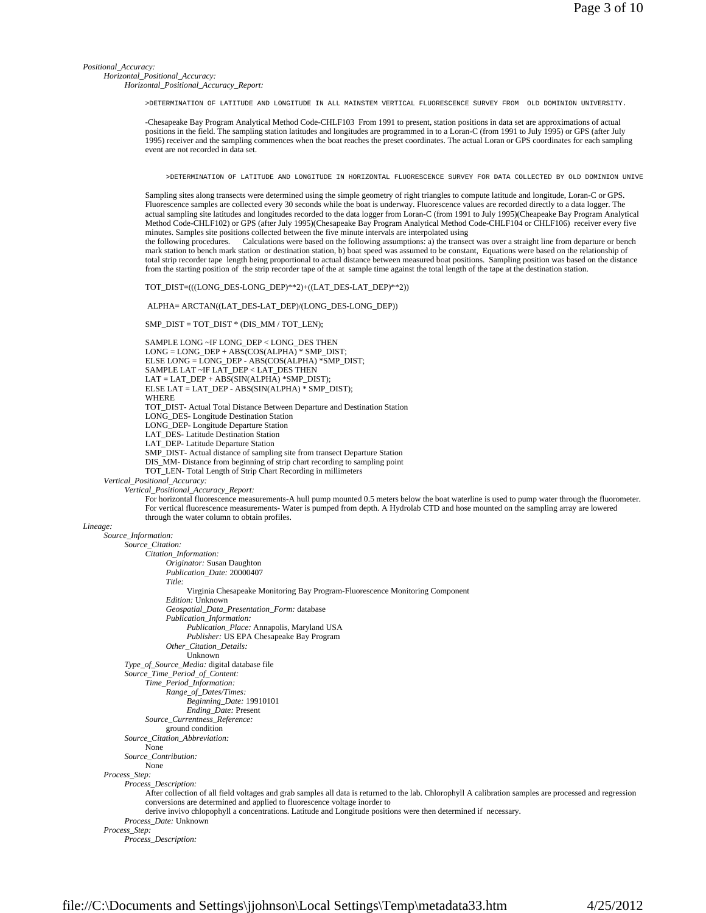*Positional_Accuracy:*

*Horizontal_Positional_Accuracy:*

*Horizontal_Positional_Accuracy_Report:*

```
>DETERMINATION OF LATITUDE AND LONGITUDE IN ALL MAINSTEM VERTICAL FLUORESCENCE SURVEY FROM  OLD DOMINION UNIVERSITY.
```

-Chesapeake Bay Program Analytical Method Code-CHLF103 From 1991 to present, station positions in data set are approximations of actual positions in the field. The sampling station latitudes and longitudes are programmed in to a Loran-C (from 1991 to July 1995) or GPS (after July 1995) receiver and the sampling commences when the boat reaches the preset coordinates. The actual Loran or GPS coordinates for each sampling event are not recorded in data set.

```
>DETERMINATION OF LATITUDE AND LONGITUDE IN HORIZONTAL FLUORESCENCE SURVEY FOR DATA COLLECTED BY OLD DOMINION UNIVE
```

Sampling sites along transects were determined using the simple geometry of right triangles to compute latitude and longitude, Loran-C or GPS. Fluorescence samples are collected every 30 seconds while the boat is underway. Fluorescence values are recorded directly to a data logger. The actual sampling site latitudes and longitudes recorded to the data logger from Loran-C (from 1991 to July 1995)(Cheapeake Bay Program Analytical Method Code-CHLF102) or GPS (after July 1995)(Chesapeake Bay Program Analytical Method Code-CHLF104 or CHLF106) receiver every five minutes. Samples site positions collected between the five minute intervals are interpolated using the following procedures. Calculations were based on the following assumptions: a) the transect was over a straight line from departure or bench mark station to bench mark station or destination station, b) boat speed was assumed to be constant, Equations were based on the relationship of total strip recorder tape length being proportional to actual distance between measured boat positions. Sampling position was based on the distance from the starting position of the strip recorder tape of the at sample time against the total length of the tape at the destination station.

```
TOT_DIST=(((LONG_DES-LONG_DEP)**2)+((LAT_DES-LAT_DEP)**2))

ALPHA= ARCTAN((LAT_DES-LAT_DEP)/(LONG_DES-LONG_DEP))

SMP_DIST = TOT_DIST * (DIS_MM / TOT_LEN);

SAMPLE LONG ~IF LONG_DEP < LONG_DES THEN
LONG = LONG_DEP + ABS(COS(ALPHA) * SMP_DIST;
ELSE LONG = LONG_DEP - ABS(COS(ALPHA) *SMP_DIST;
SAMPLE LAT ~IF LAT_DEP < LAT_DES THEN
LAT = LAT_DEP + ABS(SIN(ALPHA) *SMP_DIST);
ELSE LAT = LAT_DEP - ABS(SIN(ALPHA) * SMP_DIST);
WHERE
TOT_DIST- Actual Total Distance Between Departure and Destination Station
LONG_DES- Longitude Destination Station
LONG_DEP- Longitude Departure Station
LAT_DES- Latitude Destination Station
LAT_DEP- Latitude Departure Station
SMP_DIST- Actual distance of sampling site from transect Departure Station
DIS_MM- Distance from beginning of strip chart recording to sampling point
TOT_LEN- Total Length of Strip Chart Recording in millimeters
```

*Vertical_Positional_Accuracy:*

*Vertical_Positional_Accuracy_Report:*

For horizontal fluorescence measurements-A hull pump mounted 0.5 meters below the boat waterline is used to pump water through the fluorometer. For vertical fluorescence measurements- Water is pumped from depth. A Hydrolab CTD and hose mounted on the sampling array are lowered through the water column to obtain profiles.

*Lineage:*

*Source_Information:*

*Source_Citation:*

*Citation_Information:*

*Originator:* Susan Daughton

*Publication_Date:* 20000407

*Title:*

Virginia Chesapeake Monitoring Bay Program-Fluorescence Monitoring Component

*Edition:* Unknown

*Geospatial_Data_Presentation_Form:* database

*Publication_Information:*

*Publication_Place:* Annapolis, Maryland USA

*Publisher:* US EPA Chesapeake Bay Program

*Other_Citation_Details:*

Unknown

*Type_of_Source_Media:* digital database file

*Source_Time_Period_of_Content:*

*Time_Period_Information:*

*Range_of_Dates/Times:*

*Beginning_Date:* 19910101

*Ending_Date:* Present

*Source_Currentness_Reference:*

ground condition

*Source_Citation_Abbreviation:*

None

*Source_Contribution:*

None

*Process_Step:*

*Process_Description:*

After collection of all field voltages and grab samples all data is returned to the lab. Chlorophyll A calibration samples are processed and regression conversions are determined and applied to fluorescence voltage inorder to derive invivo chlopophyll a concentrations. Latitude and Longitude positions were then determined if necessary.

*Process_Date:* Unknown

*Process_Step:*

*Process_Description:*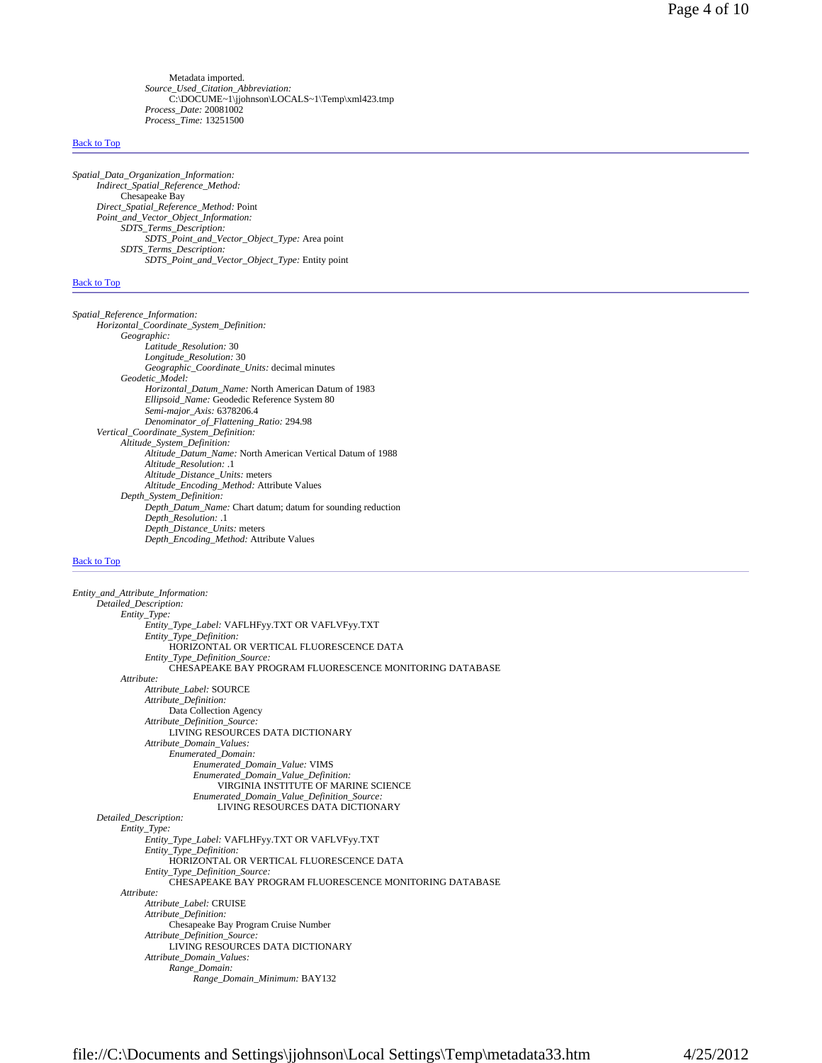Metadata imported.

*Source_Used_Citation_Abbreviation:*
C:\DOCUME~1\jjohnson\LOCALS~1\Temp\xml423.tmp

*Process_Date:* 20081002

*Process_Time:* 13251500

Back to Top

---

*Spatial_Data_Organization_Information:*

- *Indirect_Spatial_Reference_Method:*
  Chesapeake Bay
- *Direct_Spatial_Reference_Method:* Point
- *Point_and_Vector_Object_Information:*
  - *SDTS_Terms_Description:*
    - *SDTS_Point_and_Vector_Object_Type:* Area point
  - *SDTS_Terms_Description:*
    - *SDTS_Point_and_Vector_Object_Type:* Entity point

Back to Top

---

*Spatial_Reference_Information:*

- *Horizontal_Coordinate_System_Definition:*
  - *Geographic:*
    - *Latitude_Resolution:* 30
    - *Longitude_Resolution:* 30
    - *Geographic_Coordinate_Units:* decimal minutes
  - *Geodetic_Model:*
    - *Horizontal_Datum_Name:* North American Datum of 1983
    - *Ellipsoid_Name:* Geodedic Reference System 80
    - *Semi-major_Axis:* 6378206.4
    - *Denominator_of_Flattening_Ratio:* 294.98
- *Vertical_Coordinate_System_Definition:*
  - *Altitude_System_Definition:*
    - *Altitude_Datum_Name:* North American Vertical Datum of 1988
    - *Altitude_Resolution:* .1
    - *Altitude_Distance_Units:* meters
    - *Altitude_Encoding_Method:* Attribute Values
  - *Depth_System_Definition:*
    - *Depth_Datum_Name:* Chart datum; datum for sounding reduction
    - *Depth_Resolution:* .1
    - *Depth_Distance_Units:* meters
    - *Depth_Encoding_Method:* Attribute Values

Back to Top

---

*Entity_and_Attribute_Information:*

- *Detailed_Description:*
  - *Entity_Type:*
    - *Entity_Type_Label:* VAFLHFyy.TXT OR VAFLVFyy.TXT
    - *Entity_Type_Definition:*
      HORIZONTAL OR VERTICAL FLUORESCENCE DATA
    - *Entity_Type_Definition_Source:*
      CHESAPEAKE BAY PROGRAM FLUORESCENCE MONITORING DATABASE
  - *Attribute:*
    - *Attribute_Label:* SOURCE
    - *Attribute_Definition:*
      Data Collection Agency
    - *Attribute_Definition_Source:*
      LIVING RESOURCES DATA DICTIONARY
    - *Attribute_Domain_Values:*
      - *Enumerated_Domain:*
        - *Enumerated_Domain_Value:* VIMS
        - *Enumerated_Domain_Value_Definition:*
          VIRGINIA INSTITUTE OF MARINE SCIENCE
        - *Enumerated_Domain_Value_Definition_Source:*
          LIVING RESOURCES DATA DICTIONARY
- *Detailed_Description:*
  - *Entity_Type:*
    - *Entity_Type_Label:* VAFLHFyy.TXT OR VAFLVFyy.TXT
    - *Entity_Type_Definition:*
      HORIZONTAL OR VERTICAL FLUORESCENCE DATA
    - *Entity_Type_Definition_Source:*
      CHESAPEAKE BAY PROGRAM FLUORESCENCE MONITORING DATABASE
  - *Attribute:*
    - *Attribute_Label:* CRUISE
    - *Attribute_Definition:*
      Chesapeake Bay Program Cruise Number
    - *Attribute_Definition_Source:*
      LIVING RESOURCES DATA DICTIONARY
    - *Attribute_Domain_Values:*
      - *Range_Domain:*
        - *Range_Domain_Minimum:* BAY132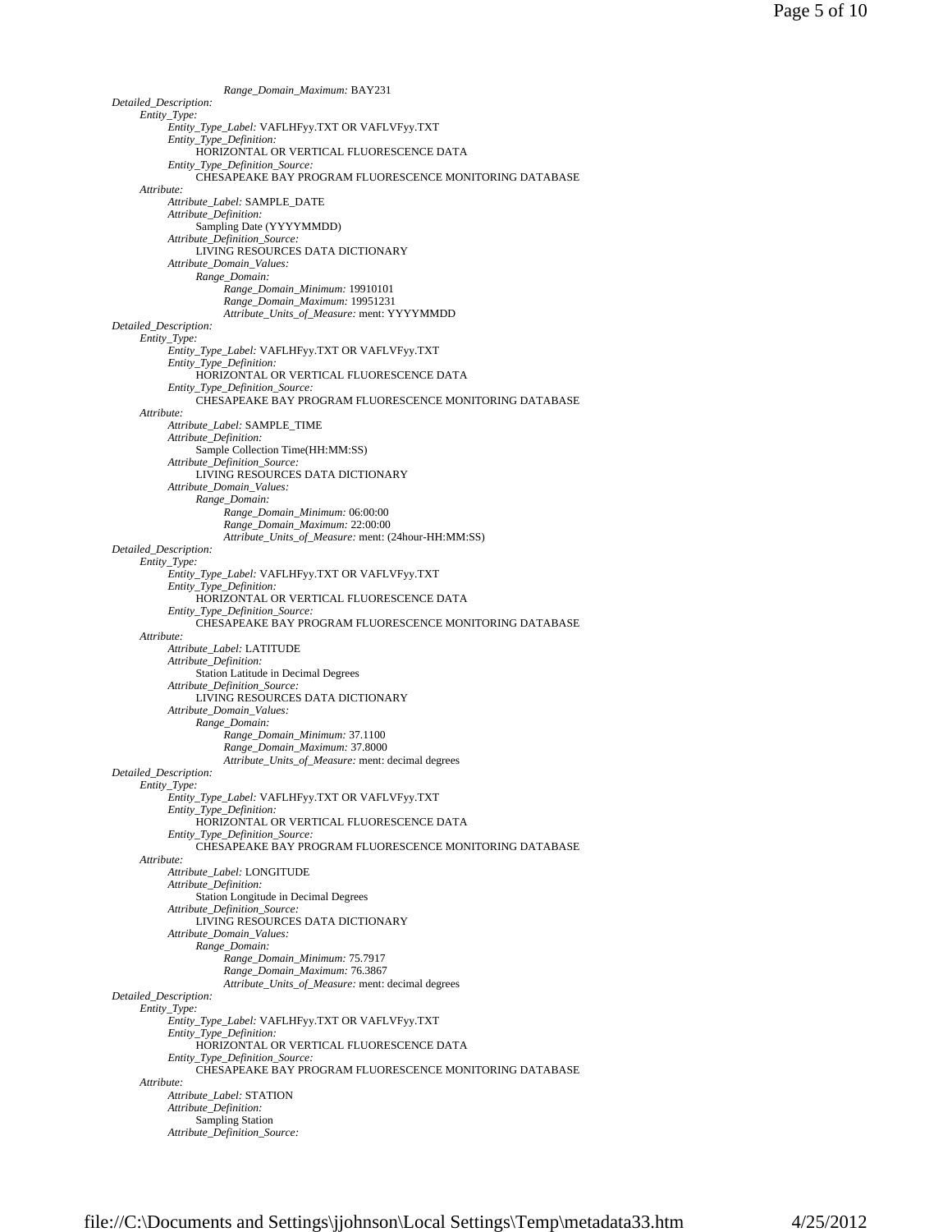*Range_Domain_Maximum:* BAY231

*Detailed_Description:*
- *Entity_Type:*
  - *Entity_Type_Label:* VAFLHFyy.TXT OR VAFLVFyy.TXT
  - *Entity_Type_Definition:*
    HORIZONTAL OR VERTICAL FLUORESCENCE DATA
  - *Entity_Type_Definition_Source:*
    CHESAPEAKE BAY PROGRAM FLUORESCENCE MONITORING DATABASE
- *Attribute:*
  - *Attribute_Label:* SAMPLE_DATE
  - *Attribute_Definition:*
    Sampling Date (YYYYMMDD)
  - *Attribute_Definition_Source:*
    LIVING RESOURCES DATA DICTIONARY
  - *Attribute_Domain_Values:*
    - *Range_Domain:*
      - *Range_Domain_Minimum:* 19910101
      - *Range_Domain_Maximum:* 19951231
      - *Attribute_Units_of_Measure:* ment: YYYYMMDD

*Detailed_Description:*
- *Entity_Type:*
  - *Entity_Type_Label:* VAFLHFyy.TXT OR VAFLVFyy.TXT
  - *Entity_Type_Definition:*
    HORIZONTAL OR VERTICAL FLUORESCENCE DATA
  - *Entity_Type_Definition_Source:*
    CHESAPEAKE BAY PROGRAM FLUORESCENCE MONITORING DATABASE
- *Attribute:*
  - *Attribute_Label:* SAMPLE_TIME
  - *Attribute_Definition:*
    Sample Collection Time(HH:MM:SS)
  - *Attribute_Definition_Source:*
    LIVING RESOURCES DATA DICTIONARY
  - *Attribute_Domain_Values:*
    - *Range_Domain:*
      - *Range_Domain_Minimum:* 06:00:00
      - *Range_Domain_Maximum:* 22:00:00
      - *Attribute_Units_of_Measure:* ment: (24hour-HH:MM:SS)

*Detailed_Description:*
- *Entity_Type:*
  - *Entity_Type_Label:* VAFLHFyy.TXT OR VAFLVFyy.TXT
  - *Entity_Type_Definition:*
    HORIZONTAL OR VERTICAL FLUORESCENCE DATA
  - *Entity_Type_Definition_Source:*
    CHESAPEAKE BAY PROGRAM FLUORESCENCE MONITORING DATABASE
- *Attribute:*
  - *Attribute_Label:* LATITUDE
  - *Attribute_Definition:*
    Station Latitude in Decimal Degrees
  - *Attribute_Definition_Source:*
    LIVING RESOURCES DATA DICTIONARY
  - *Attribute_Domain_Values:*
    - *Range_Domain:*
      - *Range_Domain_Minimum:* 37.1100
      - *Range_Domain_Maximum:* 37.8000
      - *Attribute_Units_of_Measure:* ment: decimal degrees

*Detailed_Description:*
- *Entity_Type:*
  - *Entity_Type_Label:* VAFLHFyy.TXT OR VAFLVFyy.TXT
  - *Entity_Type_Definition:*
    HORIZONTAL OR VERTICAL FLUORESCENCE DATA
  - *Entity_Type_Definition_Source:*
    CHESAPEAKE BAY PROGRAM FLUORESCENCE MONITORING DATABASE
- *Attribute:*
  - *Attribute_Label:* LONGITUDE
  - *Attribute_Definition:*
    Station Longitude in Decimal Degrees
  - *Attribute_Definition_Source:*
    LIVING RESOURCES DATA DICTIONARY
  - *Attribute_Domain_Values:*
    - *Range_Domain:*
      - *Range_Domain_Minimum:* 75.7917
      - *Range_Domain_Maximum:* 76.3867
      - *Attribute_Units_of_Measure:* ment: decimal degrees

*Detailed_Description:*
- *Entity_Type:*
  - *Entity_Type_Label:* VAFLHFyy.TXT OR VAFLVFyy.TXT
  - *Entity_Type_Definition:*
    HORIZONTAL OR VERTICAL FLUORESCENCE DATA
  - *Entity_Type_Definition_Source:*
    CHESAPEAKE BAY PROGRAM FLUORESCENCE MONITORING DATABASE
- *Attribute:*
  - *Attribute_Label:* STATION
  - *Attribute_Definition:*
    Sampling Station
  - *Attribute_Definition_Source:*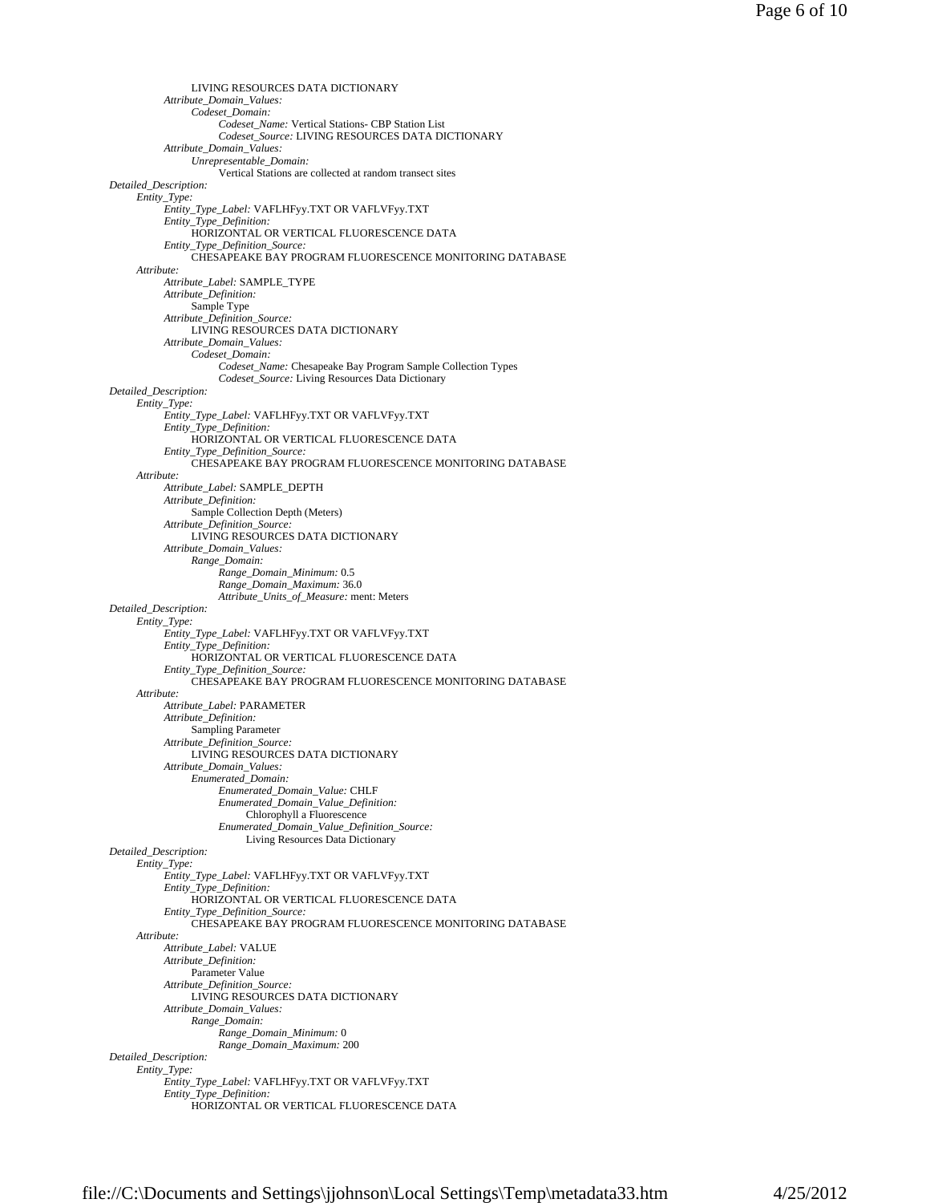LIVING RESOURCES DATA DICTIONARY

*Attribute_Domain_Values:*

- *Codeset_Domain:*
  - *Codeset_Name:* Vertical Stations- CBP Station List
  - *Codeset_Source:* LIVING RESOURCES DATA DICTIONARY

*Attribute_Domain_Values:*

- *Unrepresentable_Domain:*
  - Vertical Stations are collected at random transect sites

*Detailed_Description:*

- *Entity_Type:*
  - *Entity_Type_Label:* VAFLHFyy.TXT OR VAFLVFyy.TXT
  - *Entity_Type_Definition:*
    - HORIZONTAL OR VERTICAL FLUORESCENCE DATA
  - *Entity_Type_Definition_Source:*
    - CHESAPEAKE BAY PROGRAM FLUORESCENCE MONITORING DATABASE
- *Attribute:*
  - *Attribute_Label:* SAMPLE_TYPE
  - *Attribute_Definition:*
    - Sample Type
  - *Attribute_Definition_Source:*
    - LIVING RESOURCES DATA DICTIONARY
  - *Attribute_Domain_Values:*
    - *Codeset_Domain:*
      - *Codeset_Name:* Chesapeake Bay Program Sample Collection Types
      - *Codeset_Source:* Living Resources Data Dictionary

*Detailed_Description:*

- *Entity_Type:*
  - *Entity_Type_Label:* VAFLHFyy.TXT OR VAFLVFyy.TXT
  - *Entity_Type_Definition:*
    - HORIZONTAL OR VERTICAL FLUORESCENCE DATA
  - *Entity_Type_Definition_Source:*
    - CHESAPEAKE BAY PROGRAM FLUORESCENCE MONITORING DATABASE
- *Attribute:*
  - *Attribute_Label:* SAMPLE_DEPTH
  - *Attribute_Definition:*
    - Sample Collection Depth (Meters)
  - *Attribute_Definition_Source:*
    - LIVING RESOURCES DATA DICTIONARY
  - *Attribute_Domain_Values:*
    - *Range_Domain:*
      - *Range_Domain_Minimum:* 0.5
      - *Range_Domain_Maximum:* 36.0
      - *Attribute_Units_of_Measure:* ment: Meters

*Detailed_Description:*

- *Entity_Type:*
  - *Entity_Type_Label:* VAFLHFyy.TXT OR VAFLVFyy.TXT
  - *Entity_Type_Definition:*
    - HORIZONTAL OR VERTICAL FLUORESCENCE DATA
  - *Entity_Type_Definition_Source:*
    - CHESAPEAKE BAY PROGRAM FLUORESCENCE MONITORING DATABASE
- *Attribute:*
  - *Attribute_Label:* PARAMETER
  - *Attribute_Definition:*
    - Sampling Parameter
  - *Attribute_Definition_Source:*
    - LIVING RESOURCES DATA DICTIONARY
  - *Attribute_Domain_Values:*
    - *Enumerated_Domain:*
      - *Enumerated_Domain_Value:* CHLF
      - *Enumerated_Domain_Value_Definition:*
        - Chlorophyll a Fluorescence
      - *Enumerated_Domain_Value_Definition_Source:*
        - Living Resources Data Dictionary

*Detailed_Description:*

- *Entity_Type:*
  - *Entity_Type_Label:* VAFLHFyy.TXT OR VAFLVFyy.TXT
  - *Entity_Type_Definition:*
    - HORIZONTAL OR VERTICAL FLUORESCENCE DATA
  - *Entity_Type_Definition_Source:*
    - CHESAPEAKE BAY PROGRAM FLUORESCENCE MONITORING DATABASE
- *Attribute:*
  - *Attribute_Label:* VALUE
  - *Attribute_Definition:*
    - Parameter Value
  - *Attribute_Definition_Source:*
    - LIVING RESOURCES DATA DICTIONARY
  - *Attribute_Domain_Values:*
    - *Range_Domain:*
      - *Range_Domain_Minimum:* 0
      - *Range_Domain_Maximum:* 200

*Detailed_Description:*

- *Entity_Type:*
  - *Entity_Type_Label:* VAFLHFyy.TXT OR VAFLVFyy.TXT
  - *Entity_Type_Definition:*
    - HORIZONTAL OR VERTICAL FLUORESCENCE DATA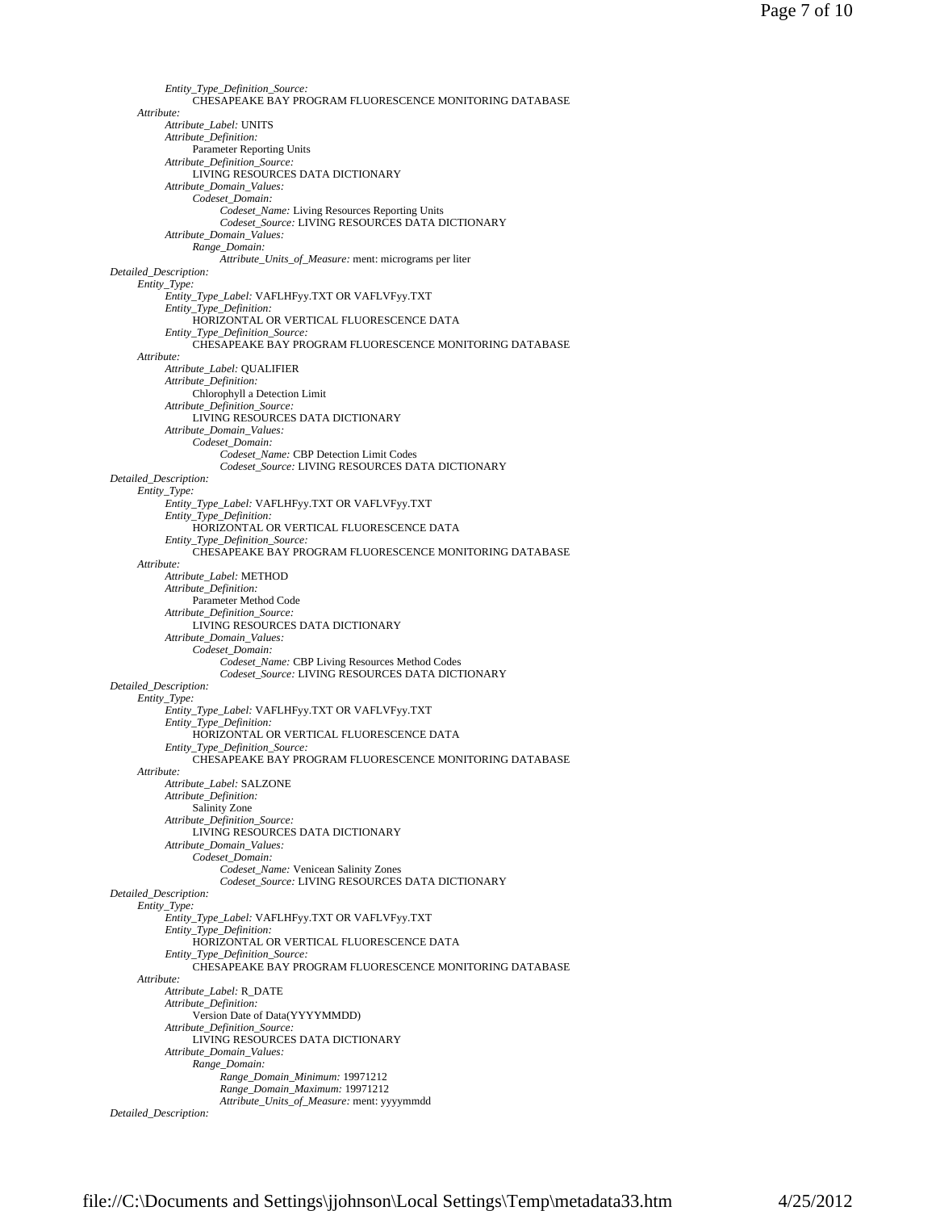*Entity_Type_Definition_Source:*
CHESAPEAKE BAY PROGRAM FLUORESCENCE MONITORING DATABASE

*Attribute:*

*Attribute_Label:* UNITS

*Attribute_Definition:*
Parameter Reporting Units

*Attribute_Definition_Source:*
LIVING RESOURCES DATA DICTIONARY

*Attribute_Domain_Values:*

*Codeset_Domain:*

*Codeset_Name:* Living Resources Reporting Units

*Codeset_Source:* LIVING RESOURCES DATA DICTIONARY

*Attribute_Domain_Values:*

*Range_Domain:*

*Attribute_Units_of_Measure:* ment: micrograms per liter

*Detailed_Description:*

*Entity_Type:*

*Entity_Type_Label:* VAFLHFyy.TXT OR VAFLVFyy.TXT

*Entity_Type_Definition:*
HORIZONTAL OR VERTICAL FLUORESCENCE DATA

*Entity_Type_Definition_Source:*
CHESAPEAKE BAY PROGRAM FLUORESCENCE MONITORING DATABASE

*Attribute:*

*Attribute_Label:* QUALIFIER

*Attribute_Definition:*
Chlorophyll a Detection Limit

*Attribute_Definition_Source:*
LIVING RESOURCES DATA DICTIONARY

*Attribute_Domain_Values:*

*Codeset_Domain:*

*Codeset_Name:* CBP Detection Limit Codes

*Codeset_Source:* LIVING RESOURCES DATA DICTIONARY

*Detailed_Description:*

*Entity_Type:*

*Entity_Type_Label:* VAFLHFyy.TXT OR VAFLVFyy.TXT

*Entity_Type_Definition:*
HORIZONTAL OR VERTICAL FLUORESCENCE DATA

*Entity_Type_Definition_Source:*
CHESAPEAKE BAY PROGRAM FLUORESCENCE MONITORING DATABASE

*Attribute:*

*Attribute_Label:* METHOD

*Attribute_Definition:*
Parameter Method Code

*Attribute_Definition_Source:*
LIVING RESOURCES DATA DICTIONARY

*Attribute_Domain_Values:*

*Codeset_Domain:*

*Codeset_Name:* CBP Living Resources Method Codes

*Codeset_Source:* LIVING RESOURCES DATA DICTIONARY

*Detailed_Description:*

*Entity_Type:*

*Entity_Type_Label:* VAFLHFyy.TXT OR VAFLVFyy.TXT

*Entity_Type_Definition:*
HORIZONTAL OR VERTICAL FLUORESCENCE DATA

*Entity_Type_Definition_Source:*
CHESAPEAKE BAY PROGRAM FLUORESCENCE MONITORING DATABASE

*Attribute:*

*Attribute_Label:* SALZONE

*Attribute_Definition:*
Salinity Zone

*Attribute_Definition_Source:*
LIVING RESOURCES DATA DICTIONARY

*Attribute_Domain_Values:*

*Codeset_Domain:*

*Codeset_Name:* Venicean Salinity Zones

*Codeset_Source:* LIVING RESOURCES DATA DICTIONARY

*Detailed_Description:*

*Entity_Type:*

*Entity_Type_Label:* VAFLHFyy.TXT OR VAFLVFyy.TXT

*Entity_Type_Definition:*
HORIZONTAL OR VERTICAL FLUORESCENCE DATA

*Entity_Type_Definition_Source:*
CHESAPEAKE BAY PROGRAM FLUORESCENCE MONITORING DATABASE

*Attribute:*

*Attribute_Label:* R_DATE

*Attribute_Definition:*
Version Date of Data(YYYYMMDD)

*Attribute_Definition_Source:*
LIVING RESOURCES DATA DICTIONARY

*Attribute_Domain_Values:*

*Range_Domain:*

*Range_Domain_Minimum:* 19971212

*Range_Domain_Maximum:* 19971212

*Attribute_Units_of_Measure:* ment: yyyymmdd

*Detailed_Description:*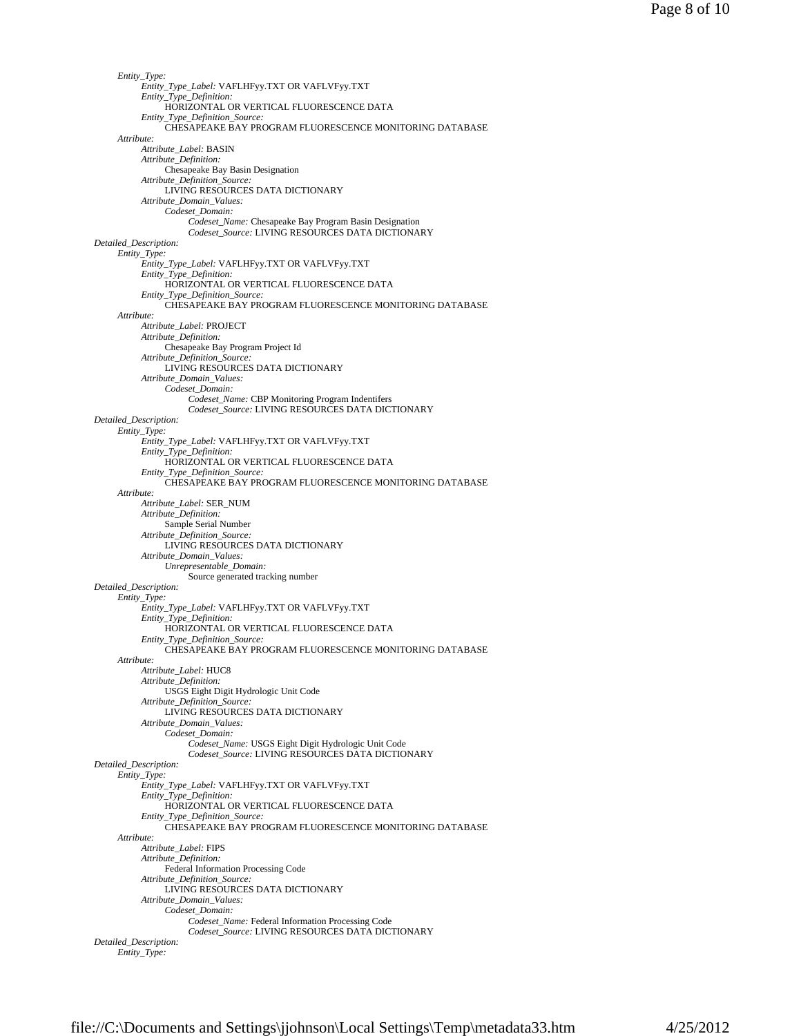*Entity_Type:*
*Entity_Type_Label:* VAFLHFyy.TXT OR VAFLVFyy.TXT
*Entity_Type_Definition:*
HORIZONTAL OR VERTICAL FLUORESCENCE DATA
*Entity_Type_Definition_Source:*
CHESAPEAKE BAY PROGRAM FLUORESCENCE MONITORING DATABASE
*Attribute:*
*Attribute_Label:* BASIN
*Attribute_Definition:*
Chesapeake Bay Basin Designation
*Attribute_Definition_Source:*
LIVING RESOURCES DATA DICTIONARY
*Attribute_Domain_Values:*
*Codeset_Domain:*
*Codeset_Name:* Chesapeake Bay Program Basin Designation
*Codeset_Source:* LIVING RESOURCES DATA DICTIONARY

*Detailed_Description:*
*Entity_Type:*
*Entity_Type_Label:* VAFLHFyy.TXT OR VAFLVFyy.TXT
*Entity_Type_Definition:*
HORIZONTAL OR VERTICAL FLUORESCENCE DATA
*Entity_Type_Definition_Source:*
CHESAPEAKE BAY PROGRAM FLUORESCENCE MONITORING DATABASE
*Attribute:*
*Attribute_Label:* PROJECT
*Attribute_Definition:*
Chesapeake Bay Program Project Id
*Attribute_Definition_Source:*
LIVING RESOURCES DATA DICTIONARY
*Attribute_Domain_Values:*
*Codeset_Domain:*
*Codeset_Name:* CBP Monitoring Program Indentifers
*Codeset_Source:* LIVING RESOURCES DATA DICTIONARY

*Detailed_Description:*
*Entity_Type:*
*Entity_Type_Label:* VAFLHFyy.TXT OR VAFLVFyy.TXT
*Entity_Type_Definition:*
HORIZONTAL OR VERTICAL FLUORESCENCE DATA
*Entity_Type_Definition_Source:*
CHESAPEAKE BAY PROGRAM FLUORESCENCE MONITORING DATABASE
*Attribute:*
*Attribute_Label:* SER_NUM
*Attribute_Definition:*
Sample Serial Number
*Attribute_Definition_Source:*
LIVING RESOURCES DATA DICTIONARY
*Attribute_Domain_Values:*
*Unrepresentable_Domain:*
Source generated tracking number

*Detailed_Description:*
*Entity_Type:*
*Entity_Type_Label:* VAFLHFyy.TXT OR VAFLVFyy.TXT
*Entity_Type_Definition:*
HORIZONTAL OR VERTICAL FLUORESCENCE DATA
*Entity_Type_Definition_Source:*
CHESAPEAKE BAY PROGRAM FLUORESCENCE MONITORING DATABASE
*Attribute:*
*Attribute_Label:* HUC8
*Attribute_Definition:*
USGS Eight Digit Hydrologic Unit Code
*Attribute_Definition_Source:*
LIVING RESOURCES DATA DICTIONARY
*Attribute_Domain_Values:*
*Codeset_Domain:*
*Codeset_Name:* USGS Eight Digit Hydrologic Unit Code
*Codeset_Source:* LIVING RESOURCES DATA DICTIONARY

*Detailed_Description:*
*Entity_Type:*
*Entity_Type_Label:* VAFLHFyy.TXT OR VAFLVFyy.TXT
*Entity_Type_Definition:*
HORIZONTAL OR VERTICAL FLUORESCENCE DATA
*Entity_Type_Definition_Source:*
CHESAPEAKE BAY PROGRAM FLUORESCENCE MONITORING DATABASE
*Attribute:*
*Attribute_Label:* FIPS
*Attribute_Definition:*
Federal Information Processing Code
*Attribute_Definition_Source:*
LIVING RESOURCES DATA DICTIONARY
*Attribute_Domain_Values:*
*Codeset_Domain:*
*Codeset_Name:* Federal Information Processing Code
*Codeset_Source:* LIVING RESOURCES DATA DICTIONARY

*Detailed_Description:*
*Entity_Type:*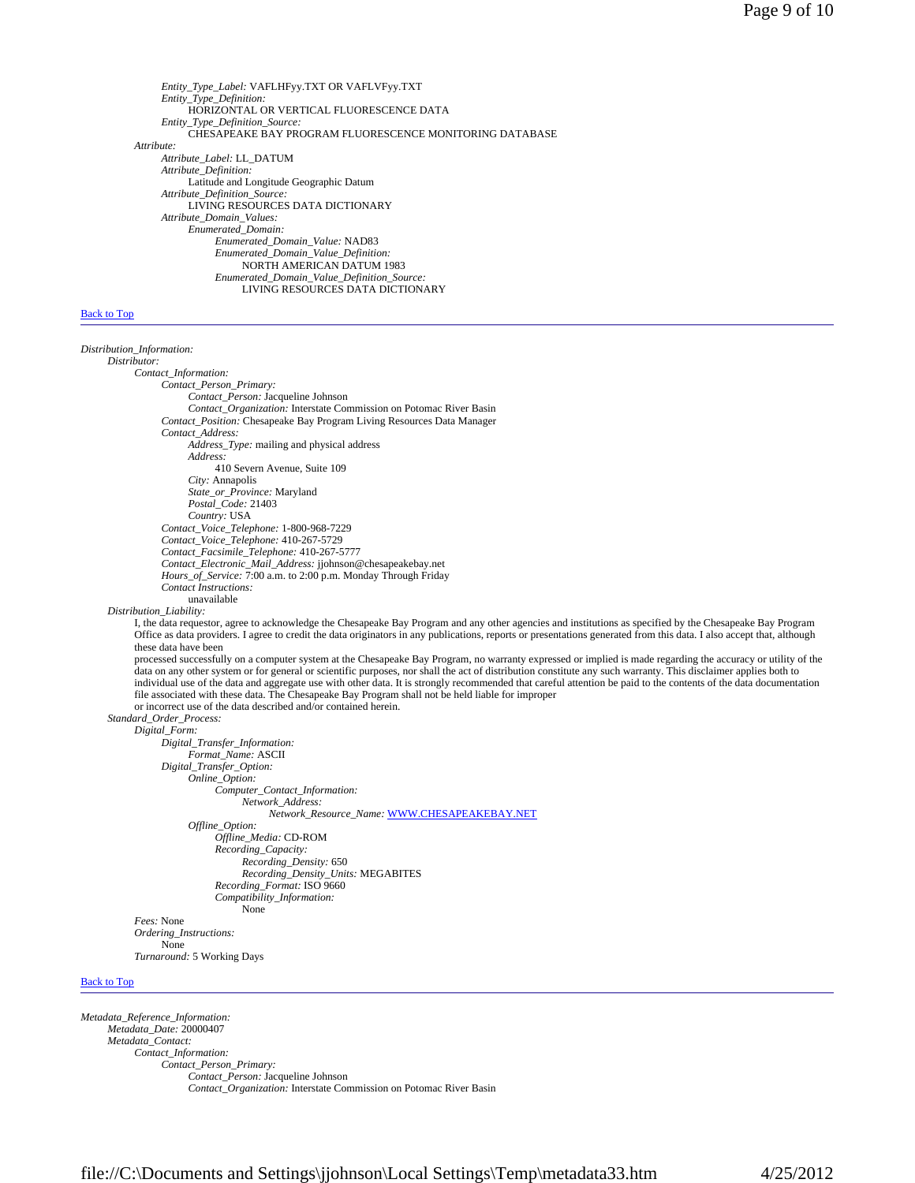*Entity_Type_Label:* VAFLHFyy.TXT OR VAFLVFyy.TXT
*Entity_Type_Definition:*
HORIZONTAL OR VERTICAL FLUORESCENCE DATA
*Entity_Type_Definition_Source:*
CHESAPEAKE BAY PROGRAM FLUORESCENCE MONITORING DATABASE

*Attribute:*
*Attribute_Label:* LL_DATUM
*Attribute_Definition:*
Latitude and Longitude Geographic Datum
*Attribute_Definition_Source:*
LIVING RESOURCES DATA DICTIONARY
*Attribute_Domain_Values:*
*Enumerated_Domain:*
*Enumerated_Domain_Value:* NAD83
*Enumerated_Domain_Value_Definition:*
NORTH AMERICAN DATUM 1983
*Enumerated_Domain_Value_Definition_Source:*
LIVING RESOURCES DATA DICTIONARY

[Back to Top]

---

*Distribution_Information:*
*Distributor:*
*Contact_Information:*
*Contact_Person_Primary:*
*Contact_Person:* Jacqueline Johnson
*Contact_Organization:* Interstate Commission on Potomac River Basin
*Contact_Position:* Chesapeake Bay Program Living Resources Data Manager
*Contact_Address:*
*Address_Type:* mailing and physical address
*Address:*
410 Severn Avenue, Suite 109
*City:* Annapolis
*State_or_Province:* Maryland
*Postal_Code:* 21403
*Country:* USA
*Contact_Voice_Telephone:* 1-800-968-7229
*Contact_Voice_Telephone:* 410-267-5729
*Contact_Facsimile_Telephone:* 410-267-5777
*Contact_Electronic_Mail_Address:* jjohnson@chesapeakebay.net
*Hours_of_Service:* 7:00 a.m. to 2:00 p.m. Monday Through Friday
*Contact Instructions:*
unavailable

*Distribution_Liability:*
I, the data requestor, agree to acknowledge the Chesapeake Bay Program and any other agencies and institutions as specified by the Chesapeake Bay Program Office as data providers. I agree to credit the data originators in any publications, reports or presentations generated from this data. I also accept that, although these data have been
processed successfully on a computer system at the Chesapeake Bay Program, no warranty expressed or implied is made regarding the accuracy or utility of the data on any other system or for general or scientific purposes, nor shall the act of distribution constitute any such warranty. This disclaimer applies both to individual use of the data and aggregate use with other data. It is strongly recommended that careful attention be paid to the contents of the data documentation file associated with these data. The Chesapeake Bay Program shall not be held liable for improper
or incorrect use of the data described and/or contained herein.

*Standard_Order_Process:*
*Digital_Form:*
*Digital_Transfer_Information:*
*Format_Name:* ASCII
*Digital_Transfer_Option:*
*Online_Option:*
*Computer_Contact_Information:*
*Network_Address:*
*Network_Resource_Name:* WWW.CHESAPEAKEBAY.NET
*Offline_Option:*
*Offline_Media:* CD-ROM
*Recording_Capacity:*
*Recording_Density:* 650
*Recording_Density_Units:* MEGABITES
*Recording_Format:* ISO 9660
*Compatibility_Information:*
None
*Fees:* None
*Ordering_Instructions:*
None
*Turnaround:* 5 Working Days

[Back to Top]

---

*Metadata_Reference_Information:*
*Metadata_Date:* 20000407
*Metadata_Contact:*
*Contact_Information:*
*Contact_Person_Primary:*
*Contact_Person:* Jacqueline Johnson
*Contact_Organization:* Interstate Commission on Potomac River Basin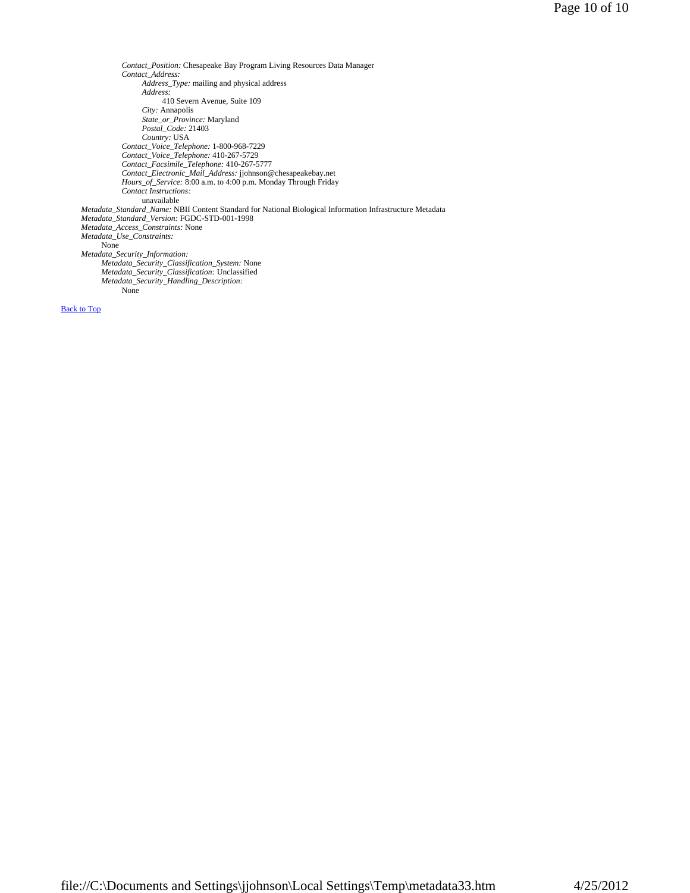*Contact_Position:* Chesapeake Bay Program Living Resources Data Manager
*Contact_Address:*
*Address_Type:* mailing and physical address
*Address:*
410 Severn Avenue, Suite 109
*City:* Annapolis
*State_or_Province:* Maryland
*Postal_Code:* 21403
*Country:* USA
*Contact_Voice_Telephone:* 1-800-968-7229
*Contact_Voice_Telephone:* 410-267-5729
*Contact_Facsimile_Telephone:* 410-267-5777
*Contact_Electronic_Mail_Address:* jjohnson@chesapeakebay.net
*Hours_of_Service:* 8:00 a.m. to 4:00 p.m. Monday Through Friday
*Contact Instructions:*
unavailable
*Metadata_Standard_Name:* NBII Content Standard for National Biological Information Infrastructure Metadata
*Metadata_Standard_Version:* FGDC-STD-001-1998
*Metadata_Access_Constraints:* None
*Metadata_Use_Constraints:*
None
*Metadata_Security_Information:*
*Metadata_Security_Classification_System:* None
*Metadata_Security_Classification:* Unclassified
*Metadata_Security_Handling_Description:*
None

Back to Top